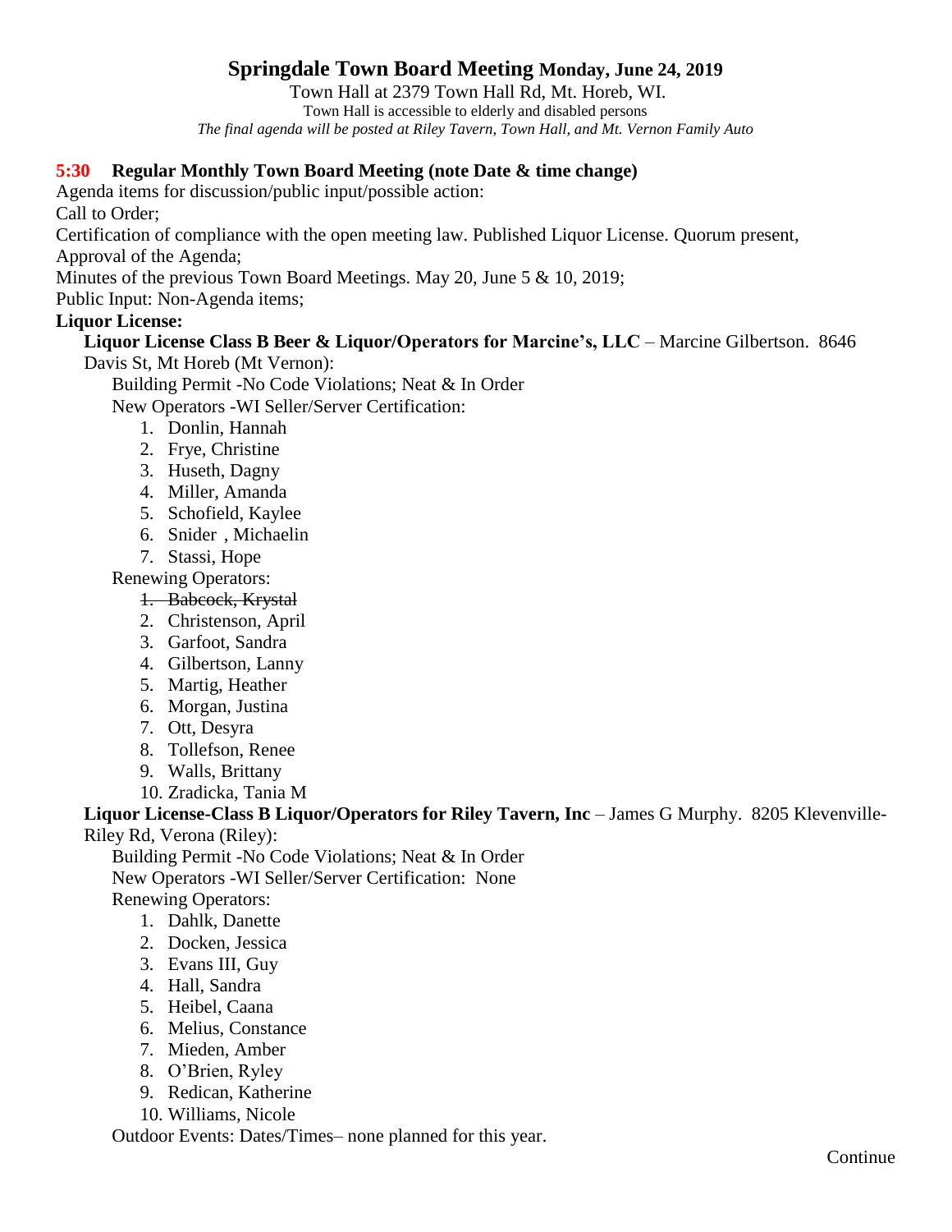# Springdale Town Board Meeting **Monday, June 24, 2019**

Town Hall at 2379 Town Hall Rd, Mt. Horeb, WI.

Town Hall is accessible to elderly and disabled persons

*The final agenda will be posted at Riley Tavern, Town Hall, and Mt. Vernon Family Auto*

**5:30 Regular Monthly Town Board Meeting (note Date & time change)**

Agenda items for discussion/public input/possible action:

Call to Order;

Certification of compliance with the open meeting law. Published Liquor License. Quorum present,

Approval of the Agenda;

Minutes of the previous Town Board Meetings. May 20, June 5 & 10, 2019;

Public Input: Non-Agenda items;

**Liquor License:**

**Liquor License Class B Beer & Liquor/Operators for Marcine's, LLC** – Marcine Gilbertson. 8646 Davis St, Mt Horeb (Mt Vernon):

Building Permit -No Code Violations; Neat & In Order

New Operators -WI Seller/Server Certification:

1. Donlin, Hannah
2. Frye, Christine
3. Huseth, Dagny
4. Miller, Amanda
5. Schofield, Kaylee
6. Snider , Michaelin
7. Stassi, Hope

Renewing Operators:

1. ~~Babcock, Krystal~~
2. Christenson, April
3. Garfoot, Sandra
4. Gilbertson, Lanny
5. Martig, Heather
6. Morgan, Justina
7. Ott, Desyra
8. Tollefson, Renee
9. Walls, Brittany
10. Zradicka, Tania M

**Liquor License-Class B Liquor/Operators for Riley Tavern, Inc** – James G Murphy. 8205 Klevenville-Riley Rd, Verona (Riley):

Building Permit -No Code Violations; Neat & In Order

New Operators -WI Seller/Server Certification: None

Renewing Operators:

1. Dahlk, Danette
2. Docken, Jessica
3. Evans III, Guy
4. Hall, Sandra
5. Heibel, Caana
6. Melius, Constance
7. Mieden, Amber
8. O'Brien, Ryley
9. Redican, Katherine
10. Williams, Nicole

Outdoor Events: Dates/Times– none planned for this year.

Continue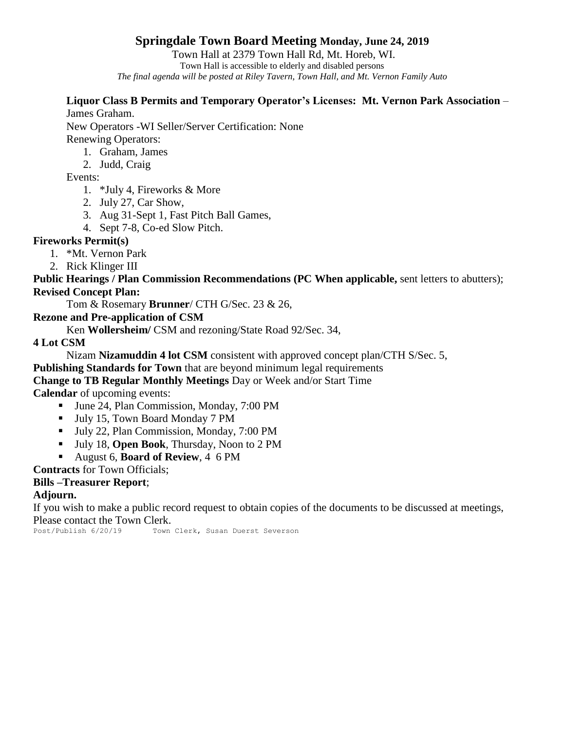# Springdale Town Board Meeting Monday, June 24, 2019

Town Hall at 2379 Town Hall Rd, Mt. Horeb, WI.

Town Hall is accessible to elderly and disabled persons

*The final agenda will be posted at Riley Tavern, Town Hall, and Mt. Vernon Family Auto*

**Liquor Class B Permits and Temporary Operator's Licenses: Mt. Vernon Park Association** – James Graham.

New Operators -WI Seller/Server Certification: None

Renewing Operators:

1. Graham, James
2. Judd, Craig

Events:

1. *July 4, Fireworks & More
2. July 27, Car Show,
3. Aug 31-Sept 1, Fast Pitch Ball Games,
4. Sept 7-8, Co-ed Slow Pitch.

**Fireworks Permit(s)**

1. *Mt. Vernon Park
2. Rick Klinger III

**Public Hearings / Plan Commission Recommendations (PC When applicable,** sent letters to abutters);

**Revised Concept Plan:**

Tom & Rosemary **Brunner**/ CTH G/Sec. 23 & 26,

**Rezone and Pre-application of CSM**

Ken **Wollersheim/** CSM and rezoning/State Road 92/Sec. 34,

**4 Lot CSM**

Nizam **Nizamuddin 4 lot CSM** consistent with approved concept plan/CTH S/Sec. 5,

**Publishing Standards for Town** that are beyond minimum legal requirements

**Change to TB Regular Monthly Meetings** Day or Week and/or Start Time

**Calendar** of upcoming events:

- June 24, Plan Commission, Monday, 7:00 PM
- July 15, Town Board Monday 7 PM
- July 22, Plan Commission, Monday, 7:00 PM
- July 18, **Open Book**, Thursday, Noon to 2 PM
- August 6, **Board of Review**, 4 6 PM

**Contracts** for Town Officials;

**Bills –Treasurer Report**;

**Adjourn.**

If you wish to make a public record request to obtain copies of the documents to be discussed at meetings, Please contact the Town Clerk.

Post/Publish 6/20/19 Town Clerk, Susan Duerst Severson